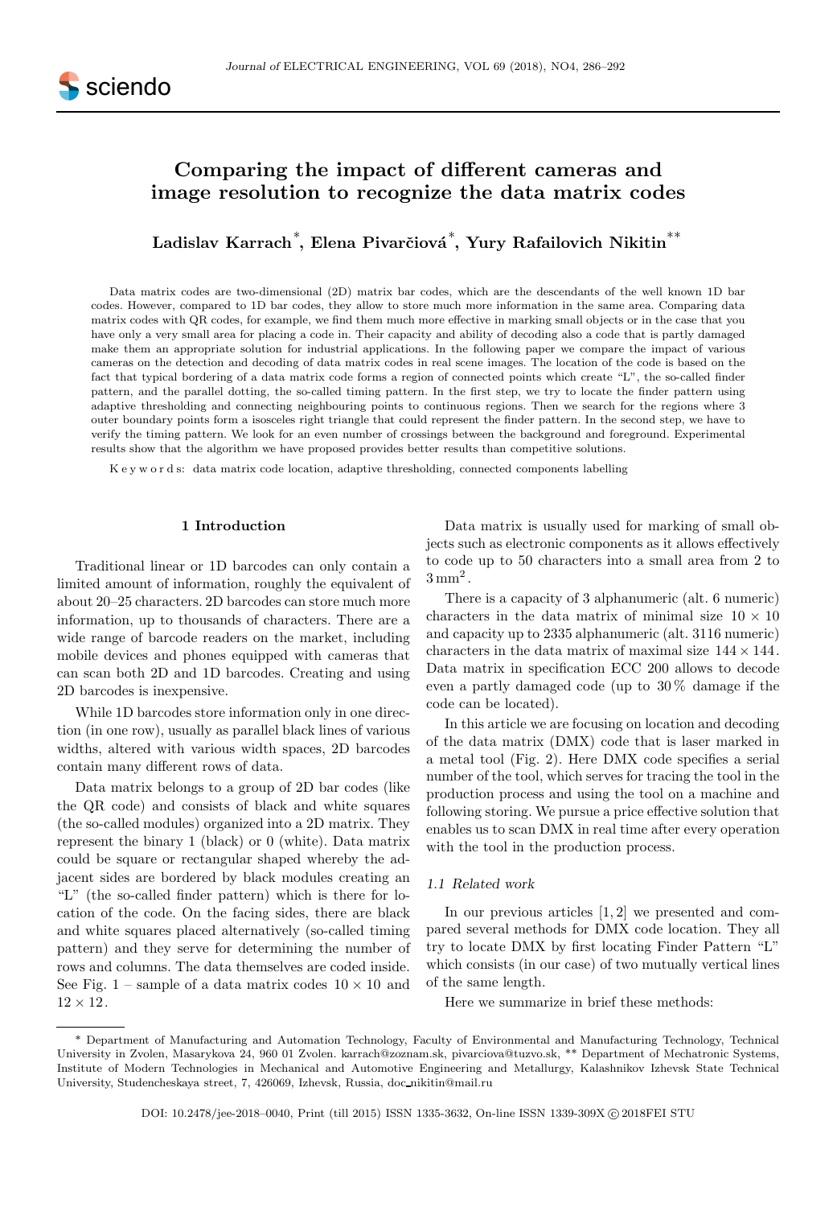# Comparing the impact of different cameras and image resolution to recognize the data matrix codes

**Ladislav Karrach[*], Elena Pivarčiová[*], Yury Rafailovich Nikitin[**]**

Data matrix codes are two-dimensional (2D) matrix bar codes, which are the descendants of the well known 1D bar codes. However, compared to 1D bar codes, they allow to store much more information in the same area. Comparing data matrix codes with QR codes, for example, we find them much more effective in marking small objects or in the case that you have only a very small area for placing a code in. Their capacity and ability of decoding also a code that is partly damaged make them an appropriate solution for industrial applications. In the following paper we compare the impact of various cameras on the detection and decoding of data matrix codes in real scene images. The location of the code is based on the fact that typical bordering of a data matrix code forms a region of connected points which create "L", the so-called finder pattern, and the parallel dotting, the so-called timing pattern. In the first step, we try to locate the finder pattern using adaptive thresholding and connecting neighbouring points to continuous regions. Then we search for the regions where 3 outer boundary points form a isosceles right triangle that could represent the finder pattern. In the second step, we have to verify the timing pattern. We look for an even number of crossings between the background and foreground. Experimental results show that the algorithm we have proposed provides better results than competitive solutions.

K e y w o r d s: data matrix code location, adaptive thresholding, connected components labelling

## 1 Introduction

Traditional linear or 1D barcodes can only contain a limited amount of information, roughly the equivalent of about 20–25 characters. 2D barcodes can store much more information, up to thousands of characters. There are a wide range of barcode readers on the market, including mobile devices and phones equipped with cameras that can scan both 2D and 1D barcodes. Creating and using 2D barcodes is inexpensive.

While 1D barcodes store information only in one direction (in one row), usually as parallel black lines of various widths, altered with various width spaces, 2D barcodes contain many different rows of data.

Data matrix belongs to a group of 2D bar codes (like the QR code) and consists of black and white squares (the so-called modules) organized into a 2D matrix. They represent the binary 1 (black) or 0 (white). Data matrix could be square or rectangular shaped whereby the adjacent sides are bordered by black modules creating an "L" (the so-called finder pattern) which is there for location of the code. On the facing sides, there are black and white squares placed alternatively (so-called timing pattern) and they serve for determining the number of rows and columns. The data themselves are coded inside. See Fig. 1 – sample of a data matrix codes $10 \times 10$ and $12 \times 12$.

Data matrix is usually used for marking of small objects such as electronic components as it allows effectively to code up to 50 characters into a small area from 2 to $3\,\mathrm{mm}^2$.

There is a capacity of 3 alphanumeric (alt. 6 numeric) characters in the data matrix of minimal size $10 \times 10$ and capacity up to 2335 alphanumeric (alt. 3116 numeric) characters in the data matrix of maximal size $144 \times 144$. Data matrix in specification ECC 200 allows to decode even a partly damaged code (up to 30 % damage if the code can be located).

In this article we are focusing on location and decoding of the data matrix (DMX) code that is laser marked in a metal tool (Fig. 2). Here DMX code specifies a serial number of the tool, which serves for tracing the tool in the production process and using the tool on a machine and following storing. We pursue a price effective solution that enables us to scan DMX in real time after every operation with the tool in the production process.

### 1.1 Related work

In our previous articles [1, 2] we presented and compared several methods for DMX code location. They all try to locate DMX by first locating Finder Pattern "L" which consists (in our case) of two mutually vertical lines of the same length.

Here we summarize in brief these methods:

---

\* Department of Manufacturing and Automation Technology, Faculty of Environmental and Manufacturing Technology, Technical University in Zvolen, Masarykova 24, 960 01 Zvolen. karrach@zoznam.sk, pivarciova@tuzvo.sk, ** Department of Mechatronic Systems, Institute of Modern Technologies in Mechanical and Automotive Engineering and Metallurgy, Kalashnikov Izhevsk State Technical University, Studencheskaya street, 7, 426069, Izhevsk, Russia, doc_nikitin@mail.ru

DOI: 10.2478/jee-2018–0040, Print (till 2015) ISSN 1335-3632, On-line ISSN 1339-309X © 2018FEI STU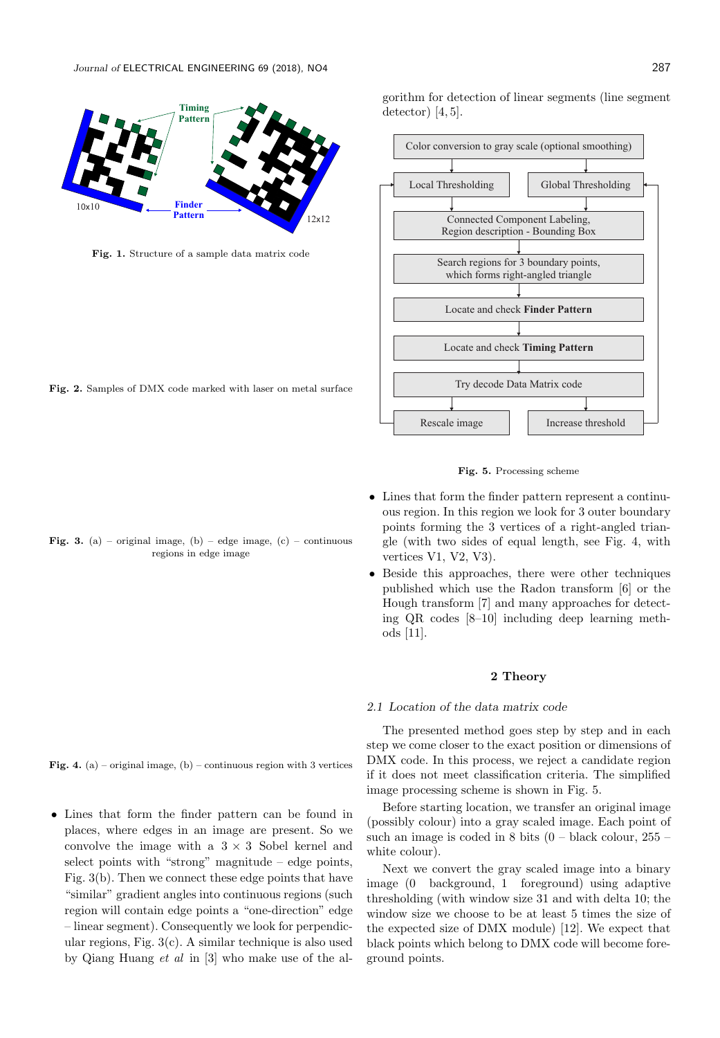Fig. 1. Structure of a sample data matrix code

Fig. 2. Samples of DMX code marked with laser on metal surface

Fig. 3. (a) – original image, (b) – edge image, (c) – continuous regions in edge image

Fig. 4. (a) – original image, (b) – continuous region with 3 vertices

- Lines that form the finder pattern can be found in places, where edges in an image are present. So we convolve the image with a $3 \times 3$ Sobel kernel and select points with "strong" magnitude – edge points, Fig. 3(b). Then we connect these edge points that have "similar" gradient angles into continuous regions (such region will contain edge points a "one-direction" edge – linear segment). Consequently we look for perpendicular regions, Fig. 3(c). A similar technique is also used by Qiang Huang *et al* in [3] who make use of the algorithm for detection of linear segments (line segment detector) [4, 5].

Fig. 5. Processing scheme

- Lines that form the finder pattern represent a continuous region. In this region we look for 3 outer boundary points forming the 3 vertices of a right-angled triangle (with two sides of equal length, see Fig. 4, with vertices V1, V2, V3).
- Beside this approaches, there were other techniques published which use the Radon transform [6] or the Hough transform [7] and many approaches for detecting QR codes [8–10] including deep learning methods [11].

## 2 Theory

### 2.1 Location of the data matrix code

The presented method goes step by step and in each step we come closer to the exact position or dimensions of DMX code. In this process, we reject a candidate region if it does not meet classification criteria. The simplified image processing scheme is shown in Fig. 5.

Before starting location, we transfer an original image (possibly colour) into a gray scaled image. Each point of such an image is coded in 8 bits (0 – black colour, 255 – white colour).

Next we convert the gray scaled image into a binary image (0 background, 1 foreground) using adaptive thresholding (with window size 31 and with delta 10; the window size we choose to be at least 5 times the size of the expected size of DMX module) [12]. We expect that black points which belong to DMX code will become foreground points.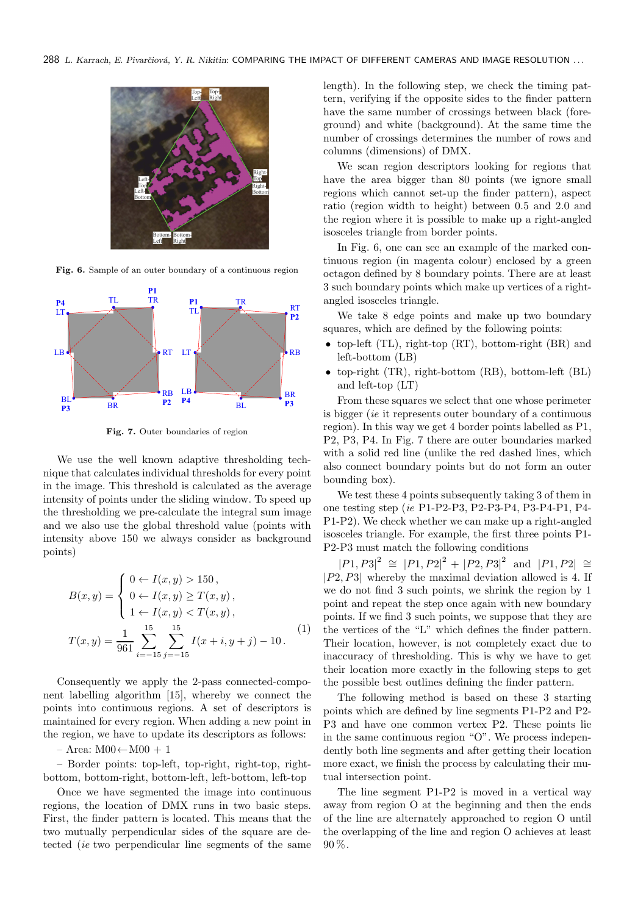Fig. 6. Sample of an outer boundary of a continuous region

Fig. 7. Outer boundaries of region

We use the well known adaptive thresholding technique that calculates individual thresholds for every point in the image. This threshold is calculated as the average intensity of points under the sliding window. To speed up the thresholding we pre-calculate the integral sum image and we also use the global threshold value (points with intensity above 150 we always consider as background points)

$$
\begin{aligned}
B(x,y) &= \begin{cases} 0 \leftarrow I(x,y) > 150\,, \\ 0 \leftarrow I(x,y) \geq T(x,y)\,, \\ 1 \leftarrow I(x,y) < T(x,y)\,, \end{cases} \\
T(x,y) &= \frac{1}{961} \sum_{i=-15}^{15} \sum_{j=-15}^{15} I(x+i, y+j) - 10\,.
\end{aligned} \tag{1}
$$

Consequently we apply the 2-pass connected-component labelling algorithm [15], whereby we connect the points into continuous regions. A set of descriptors is maintained for every region. When adding a new point in the region, we have to update its descriptors as follows:

– Area: M00 ← M00 + 1

– Border points: top-left, top-right, right-top, right-bottom, bottom-right, bottom-left, left-bottom, left-top

Once we have segmented the image into continuous regions, the location of DMX runs in two basic steps. First, the finder pattern is located. This means that the two mutually perpendicular sides of the square are detected (*ie* two perpendicular line segments of the same length). In the following step, we check the timing pattern, verifying if the opposite sides to the finder pattern have the same number of crossings between black (foreground) and white (background). At the same time the number of crossings determines the number of rows and columns (dimensions) of DMX.

We scan region descriptors looking for regions that have the area bigger than 80 points (we ignore small regions which cannot set-up the finder pattern), aspect ratio (region width to height) between 0.5 and 2.0 and the region where it is possible to make up a right-angled isosceles triangle from border points.

In Fig. 6, one can see an example of the marked continuous region (in magenta colour) enclosed by a green octagon defined by 8 boundary points. There are at least 3 such boundary points which make up vertices of a right-angled isosceles triangle.

We take 8 edge points and make up two boundary squares, which are defined by the following points:

- top-left (TL), right-top (RT), bottom-right (BR) and left-bottom (LB)
- top-right (TR), right-bottom (RB), bottom-left (BL) and left-top (LT)

From these squares we select that one whose perimeter is bigger (*ie* it represents outer boundary of a continuous region). In this way we get 4 border points labelled as P1, P2, P3, P4. In Fig. 7 there are outer boundaries marked with a solid red line (unlike the red dashed lines, which also connect boundary points but do not form an outer bounding box).

We test these 4 points subsequently taking 3 of them in one testing step (*ie* P1-P2-P3, P2-P3-P4, P3-P4-P1, P4-P1-P2). We check whether we can make up a right-angled isosceles triangle. For example, the first three points P1-P2-P3 must match the following conditions

$|P1,P3|^2 \cong |P1,P2|^2 + |P2,P3|^2$ and $|P1,P2| \cong |P2,P3|$ whereby the maximal deviation allowed is 4. If we do not find 3 such points, we shrink the region by 1 point and repeat the step once again with new boundary points. If we find 3 such points, we suppose that they are the vertices of the "L" which defines the finder pattern. Their location, however, is not completely exact due to inaccuracy of thresholding. This is why we have to get their location more exactly in the following steps to get the possible best outlines defining the finder pattern.

The following method is based on these 3 starting points which are defined by line segments P1-P2 and P2-P3 and have one common vertex P2. These points lie in the same continuous region "O". We process independently both line segments and after getting their location more exact, we finish the process by calculating their mutual intersection point.

The line segment P1-P2 is moved in a vertical way away from region O at the beginning and then the ends of the line are alternately approached to region O until the overlapping of the line and region O achieves at least 90 %.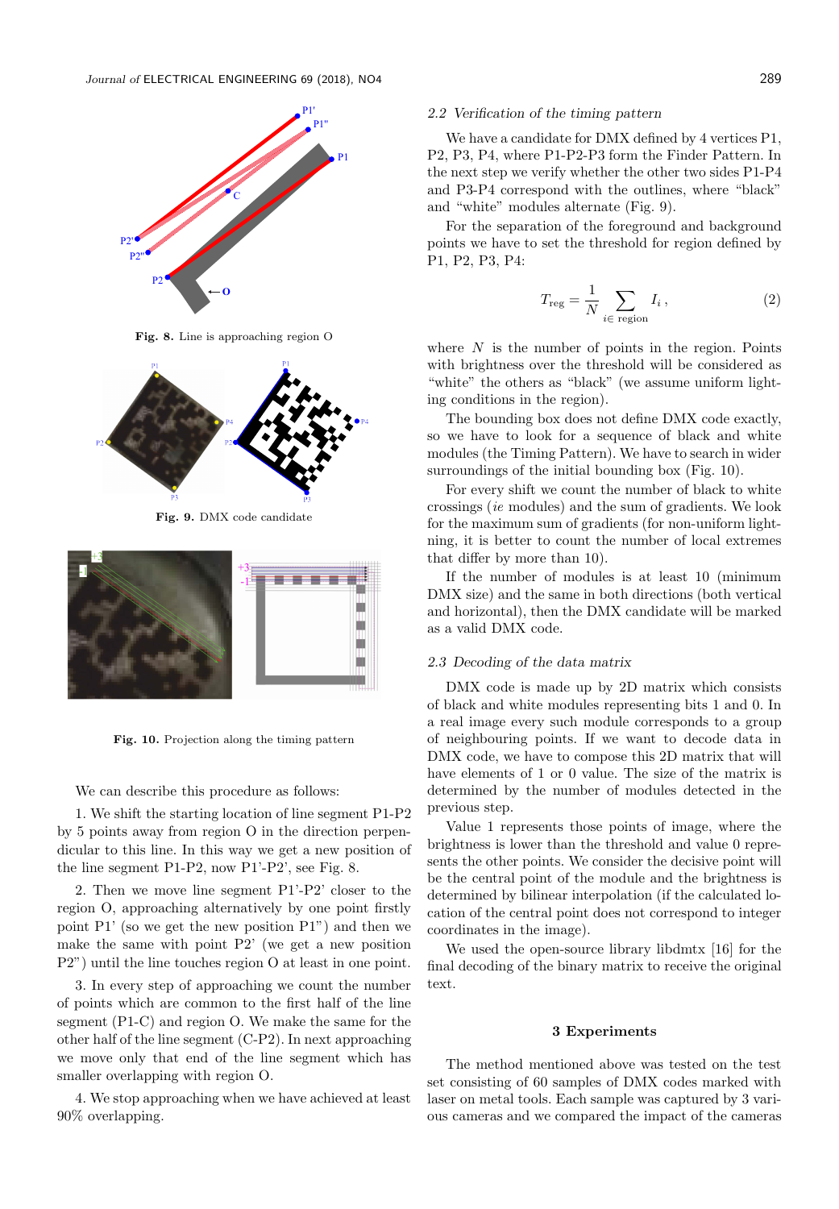Fig. 8. Line is approaching region O

Fig. 9. DMX code candidate

Fig. 10. Projection along the timing pattern

We can describe this procedure as follows:

1. We shift the starting location of line segment P1-P2 by 5 points away from region O in the direction perpendicular to this line. In this way we get a new position of the line segment P1-P2, now P1'-P2', see Fig. 8.

2. Then we move line segment P1'-P2' closer to the region O, approaching alternatively by one point firstly point P1' (so we get the new position P1") and then we make the same with point P2' (we get a new position P2") until the line touches region O at least in one point.

3. In every step of approaching we count the number of points which are common to the first half of the line segment (P1-C) and region O. We make the same for the other half of the line segment (C-P2). In next approaching we move only that end of the line segment which has smaller overlapping with region O.

4. We stop approaching when we have achieved at least 90% overlapping.

### 2.2 Verification of the timing pattern

We have a candidate for DMX defined by 4 vertices P1, P2, P3, P4, where P1-P2-P3 form the Finder Pattern. In the next step we verify whether the other two sides P1-P4 and P3-P4 correspond with the outlines, where "black" and "white" modules alternate (Fig. 9).

For the separation of the foreground and background points we have to set the threshold for region defined by P1, P2, P3, P4:

$$T_{\text{reg}} = \frac{1}{N} \sum_{i \in \text{ region}} I_i \,, \tag{2}$$

where $N$ is the number of points in the region. Points with brightness over the threshold will be considered as "white" the others as "black" (we assume uniform lighting conditions in the region).

The bounding box does not define DMX code exactly, so we have to look for a sequence of black and white modules (the Timing Pattern). We have to search in wider surroundings of the initial bounding box (Fig. 10).

For every shift we count the number of black to white crossings (*ie* modules) and the sum of gradients. We look for the maximum sum of gradients (for non-uniform lightning, it is better to count the number of local extremes that differ by more than 10).

If the number of modules is at least 10 (minimum DMX size) and the same in both directions (both vertical and horizontal), then the DMX candidate will be marked as a valid DMX code.

### 2.3 Decoding of the data matrix

DMX code is made up by 2D matrix which consists of black and white modules representing bits 1 and 0. In a real image every such module corresponds to a group of neighbouring points. If we want to decode data in DMX code, we have to compose this 2D matrix that will have elements of 1 or 0 value. The size of the matrix is determined by the number of modules detected in the previous step.

Value 1 represents those points of image, where the brightness is lower than the threshold and value 0 represents the other points. We consider the decisive point will be the central point of the module and the brightness is determined by bilinear interpolation (if the calculated location of the central point does not correspond to integer coordinates in the image).

We used the open-source library libdmtx [16] for the final decoding of the binary matrix to receive the original text.

## 3 Experiments

The method mentioned above was tested on the test set consisting of 60 samples of DMX codes marked with laser on metal tools. Each sample was captured by 3 various cameras and we compared the impact of the cameras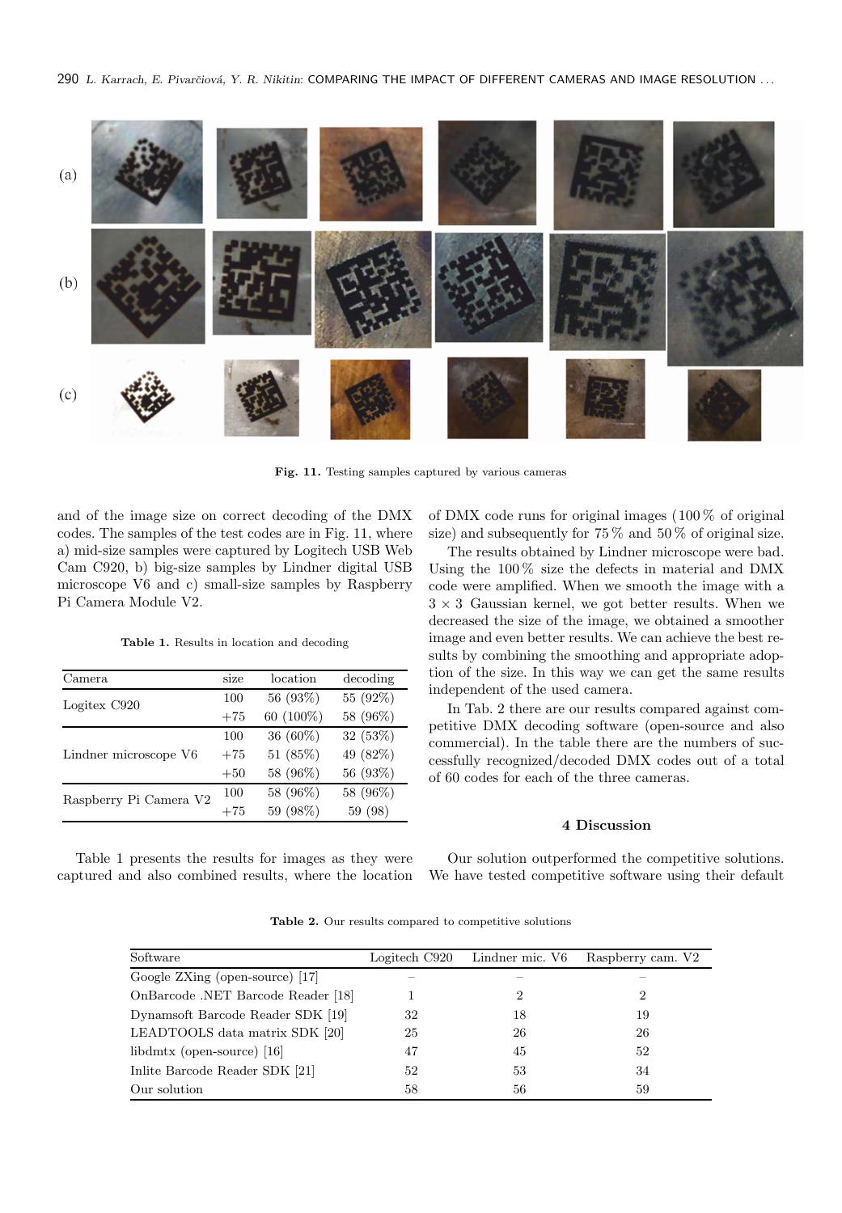(a)

(b)

(c)

**Fig. 11.** Testing samples captured by various cameras

and of the image size on correct decoding of the DMX codes. The samples of the test codes are in Fig. 11, where a) mid-size samples were captured by Logitech USB Web Cam C920, b) big-size samples by Lindner digital USB microscope V6 and c) small-size samples by Raspberry Pi Camera Module V2.

**Table 1.** Results in location and decoding

| Camera | size | location | decoding |
|---|---|---|---|
| Logitex C920 | 100 | 56 (93%) | 55 (92%) |
| | +75 | 60 (100%) | 58 (96%) |
| Lindner microscope V6 | 100 | 36 (60%) | 32 (53%) |
| | +75 | 51 (85%) | 49 (82%) |
| | +50 | 58 (96%) | 56 (93%) |
| Raspberry Pi Camera V2 | 100 | 58 (96%) | 58 (96%) |
| | +75 | 59 (98%) | 59 (98) |

Table 1 presents the results for images as they were captured and also combined results, where the location of DMX code runs for original images (100 % of original size) and subsequently for 75 % and 50 % of original size.

The results obtained by Lindner microscope were bad. Using the 100 % size the defects in material and DMX code were amplified. When we smooth the image with a $3 \times 3$ Gaussian kernel, we got better results. When we decreased the size of the image, we obtained a smoother image and even better results. We can achieve the best results by combining the smoothing and appropriate adoption of the size. In this way we can get the same results independent of the used camera.

In Tab. 2 there are our results compared against competitive DMX decoding software (open-source and also commercial). In the table there are the numbers of successfully recognized/decoded DMX codes out of a total of 60 codes for each of the three cameras.

## 4 Discussion

Our solution outperformed the competitive solutions. We have tested competitive software using their default

**Table 2.** Our results compared to competitive solutions

| Software | Logitech C920 | Lindner mic. V6 | Raspberry cam. V2 |
|---|---|---|---|
| Google ZXing (open-source) [17] | – | – | – |
| OnBarcode .NET Barcode Reader [18] | 1 | 2 | 2 |
| Dynamsoft Barcode Reader SDK [19] | 32 | 18 | 19 |
| LEADTOOLS data matrix SDK [20] | 25 | 26 | 26 |
| libdmtx (open-source) [16] | 47 | 45 | 52 |
| Inlite Barcode Reader SDK [21] | 52 | 53 | 34 |
| Our solution | 58 | 56 | 59 |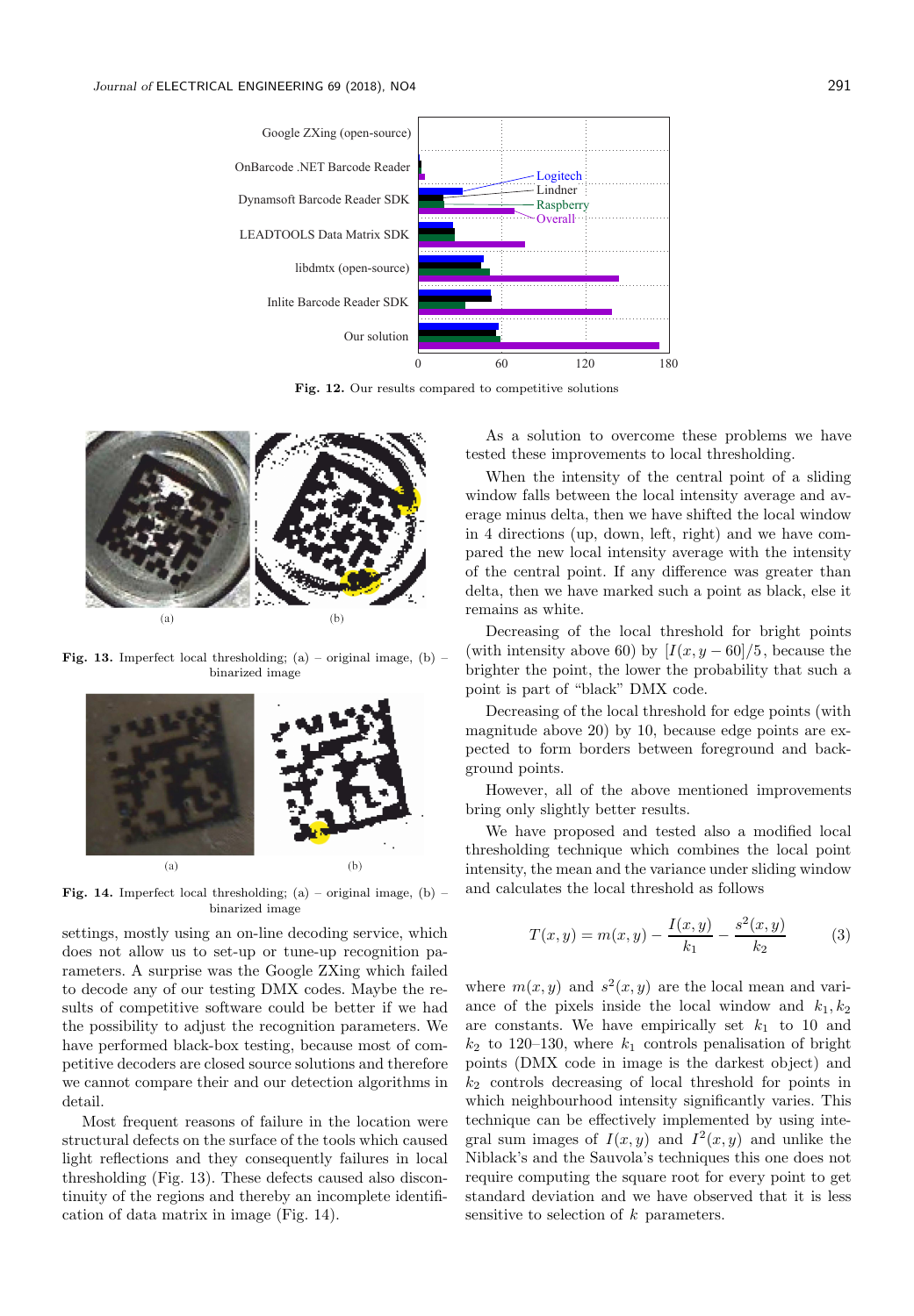Fig. 12. Our results compared to competitive solutions

(a) (b)

Fig. 13. Imperfect local thresholding; (a) – original image, (b) – binarized image

(a) (b)

Fig. 14. Imperfect local thresholding; (a) – original image, (b) – binarized image

settings, mostly using an on-line decoding service, which does not allow us to set-up or tune-up recognition parameters. A surprise was the Google ZXing which failed to decode any of our testing DMX codes. Maybe the results of competitive software could be better if we had the possibility to adjust the recognition parameters. We have performed black-box testing, because most of competitive decoders are closed source solutions and therefore we cannot compare their and our detection algorithms in detail.

Most frequent reasons of failure in the location were structural defects on the surface of the tools which caused light reflections and they consequently failures in local thresholding (Fig. 13). These defects caused also discontinuity of the regions and thereby an incomplete identification of data matrix in image (Fig. 14).

As a solution to overcome these problems we have tested these improvements to local thresholding.

When the intensity of the central point of a sliding window falls between the local intensity average and average minus delta, then we have shifted the local window in 4 directions (up, down, left, right) and we have compared the new local intensity average with the intensity of the central point. If any difference was greater than delta, then we have marked such a point as black, else it remains as white.

Decreasing of the local threshold for bright points (with intensity above 60) by $[I(x, y - 60]/5$, because the brighter the point, the lower the probability that such a point is part of "black" DMX code.

Decreasing of the local threshold for edge points (with magnitude above 20) by 10, because edge points are expected to form borders between foreground and background points.

However, all of the above mentioned improvements bring only slightly better results.

We have proposed and tested also a modified local thresholding technique which combines the local point intensity, the mean and the variance under sliding window and calculates the local threshold as follows

$$T(x, y) = m(x, y) - \frac{I(x, y)}{k_1} - \frac{s^2(x, y)}{k_2} \tag{3}$$

where $m(x, y)$ and $s^2(x, y)$ are the local mean and variance of the pixels inside the local window and $k_1, k_2$ are constants. We have empirically set $k_1$ to 10 and $k_2$ to 120–130, where $k_1$ controls penalisation of bright points (DMX code in image is the darkest object) and $k_2$ controls decreasing of local threshold for points in which neighbourhood intensity significantly varies. This technique can be effectively implemented by using integral sum images of $I(x, y)$ and $I^2(x, y)$ and unlike the Niblack's and the Sauvola's techniques this one does not require computing the square root for every point to get standard deviation and we have observed that it is less sensitive to selection of $k$ parameters.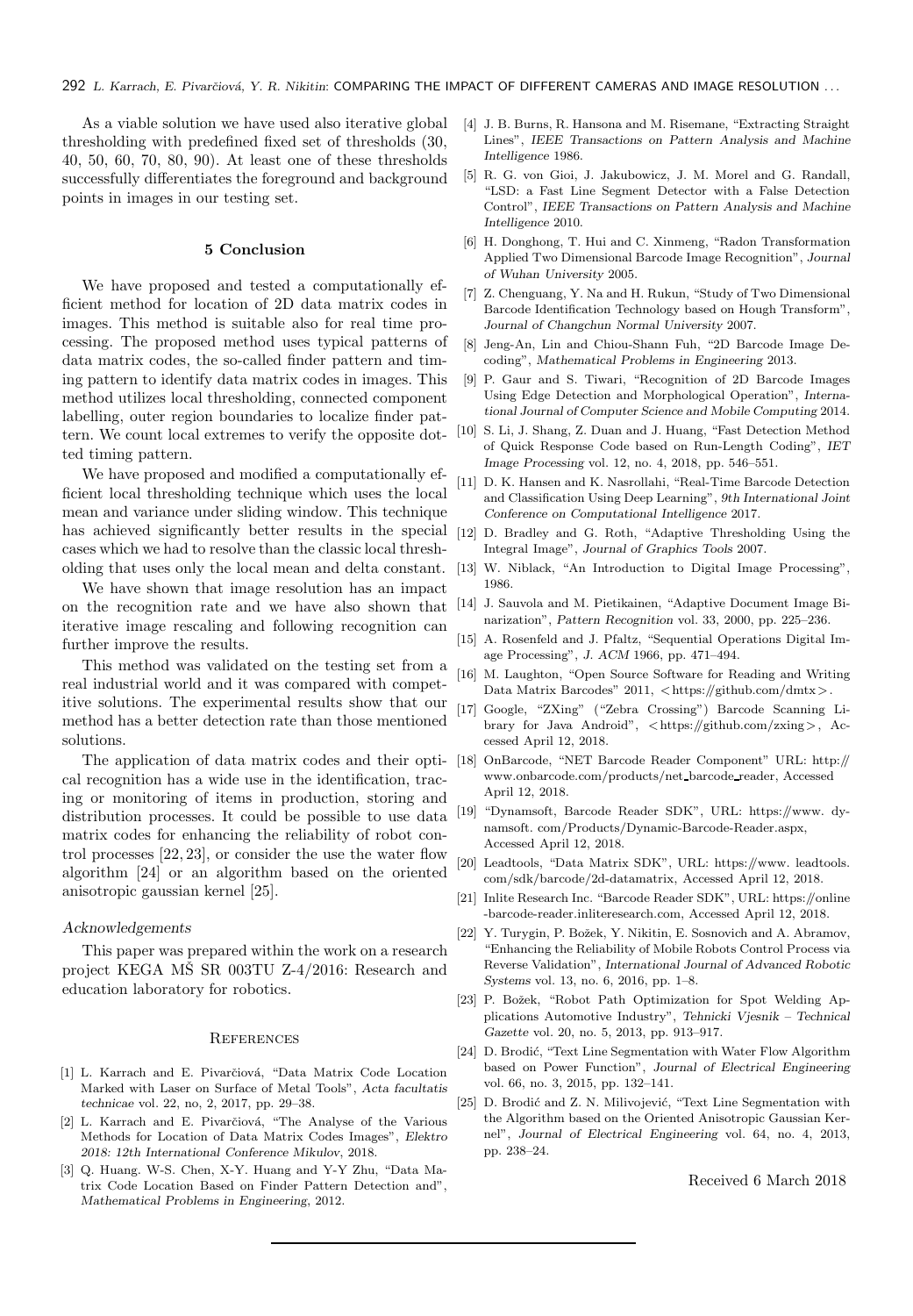As a viable solution we have used also iterative global thresholding with predefined fixed set of thresholds (30, 40, 50, 60, 70, 80, 90). At least one of these thresholds successfully differentiates the foreground and background points in images in our testing set.

## 5 Conclusion

We have proposed and tested a computationally efficient method for location of 2D data matrix codes in images. This method is suitable also for real time processing. The proposed method uses typical patterns of data matrix codes, the so-called finder pattern and timing pattern to identify data matrix codes in images. This method utilizes local thresholding, connected component labelling, outer region boundaries to localize finder pattern. We count local extremes to verify the opposite dotted timing pattern.

We have proposed and modified a computationally efficient local thresholding technique which uses the local mean and variance under sliding window. This technique has achieved significantly better results in the special cases which we had to resolve than the classic local thresholding that uses only the local mean and delta constant.

We have shown that image resolution has an impact on the recognition rate and we have also shown that iterative image rescaling and following recognition can further improve the results.

This method was validated on the testing set from a real industrial world and it was compared with competitive solutions. The experimental results show that our method has a better detection rate than those mentioned solutions.

The application of data matrix codes and their optical recognition has a wide use in the identification, tracing or monitoring of items in production, storing and distribution processes. It could be possible to use data matrix codes for enhancing the reliability of robot control processes [22, 23], or consider the use the water flow algorithm [24] or an algorithm based on the oriented anisotropic gaussian kernel [25].

### *Acknowledgements*

This paper was prepared within the work on a research project KEGA MŠ SR 003TU Z-4/2016: Research and education laboratory for robotics.

### References

[1] L. Karrach and E. Pivarčiová, "Data Matrix Code Location Marked with Laser on Surface of Metal Tools", *Acta facultatis technicae* vol. 22, no, 2, 2017, pp. 29–38.

[2] L. Karrach and E. Pivarčiová, "The Analyse of the Various Methods for Location of Data Matrix Codes Images", *Elektro 2018: 12th International Conference Mikulov*, 2018.

[3] Q. Huang. W-S. Chen, X-Y. Huang and Y-Y Zhu, "Data Matrix Code Location Based on Finder Pattern Detection and", *Mathematical Problems in Engineering*, 2012.

[4] J. B. Burns, R. Hansona and M. Risemane, "Extracting Straight Lines", *IEEE Transactions on Pattern Analysis and Machine Intelligence* 1986.

[5] R. G. von Gioi, J. Jakubowicz, J. M. Morel and G. Randall, "LSD: a Fast Line Segment Detector with a False Detection Control", *IEEE Transactions on Pattern Analysis and Machine Intelligence* 2010.

[6] H. Donghong, T. Hui and C. Xinmeng, "Radon Transformation Applied Two Dimensional Barcode Image Recognition", *Journal of Wuhan University* 2005.

[7] Z. Chenguang, Y. Na and H. Rukun, "Study of Two Dimensional Barcode Identification Technology based on Hough Transform", *Journal of Changchun Normal University* 2007.

[8] Jeng-An, Lin and Chiou-Shann Fuh, "2D Barcode Image Decoding", *Mathematical Problems in Engineering* 2013.

[9] P. Gaur and S. Tiwari, "Recognition of 2D Barcode Images Using Edge Detection and Morphological Operation", *International Journal of Computer Science and Mobile Computing* 2014.

[10] S. Li, J. Shang, Z. Duan and J. Huang, "Fast Detection Method of Quick Response Code based on Run-Length Coding", *IET Image Processing* vol. 12, no. 4, 2018, pp. 546–551.

[11] D. K. Hansen and K. Nasrollahi, "Real-Time Barcode Detection and Classification Using Deep Learning", *9th International Joint Conference on Computational Intelligence* 2017.

[12] D. Bradley and G. Roth, "Adaptive Thresholding Using the Integral Image", *Journal of Graphics Tools* 2007.

[13] W. Niblack, "An Introduction to Digital Image Processing", 1986.

[14] J. Sauvola and M. Pietikainen, "Adaptive Document Image Binarization", *Pattern Recognition* vol. 33, 2000, pp. 225–236.

[15] A. Rosenfeld and J. Pfaltz, "Sequential Operations Digital Image Processing", *J. ACM* 1966, pp. 471–494.

[16] M. Laughton, "Open Source Software for Reading and Writing Data Matrix Barcodes" 2011, <https://github.com/dmtx>.

[17] Google, "ZXing" ("Zebra Crossing") Barcode Scanning Library for Java Android", <https://github.com/zxing>, Accessed April 12, 2018.

[18] OnBarcode, "NET Barcode Reader Component" URL: http://www.onbarcode.com/products/net_barcode_reader, Accessed April 12, 2018.

[19] "Dynamsoft, Barcode Reader SDK", URL: https://www. dynamsoft. com/Products/Dynamic-Barcode-Reader.aspx, Accessed April 12, 2018.

[20] Leadtools, "Data Matrix SDK", URL: https://www. leadtools. com/sdk/barcode/2d-datamatrix, Accessed April 12, 2018.

[21] Inlite Research Inc. "Barcode Reader SDK", URL: https://online-barcode-reader.inliteresearch.com, Accessed April 12, 2018.

[22] Y. Turygin, P. Božek, Y. Nikitin, E. Sosnovich and A. Abramov, "Enhancing the Reliability of Mobile Robots Control Process via Reverse Validation", *International Journal of Advanced Robotic Systems* vol. 13, no. 6, 2016, pp. 1–8.

[23] P. Božek, "Robot Path Optimization for Spot Welding Applications Automotive Industry", *Tehnicki Vjesnik – Technical Gazette* vol. 20, no. 5, 2013, pp. 913–917.

[24] D. Brodić, "Text Line Segmentation with Water Flow Algorithm based on Power Function", *Journal of Electrical Engineering* vol. 66, no. 3, 2015, pp. 132–141.

[25] D. Brodić and Z. N. Milivojević, "Text Line Segmentation with the Algorithm based on the Oriented Anisotropic Gaussian Kernel", *Journal of Electrical Engineering* vol. 64, no. 4, 2013, pp. 238–24.

Received 6 March 2018